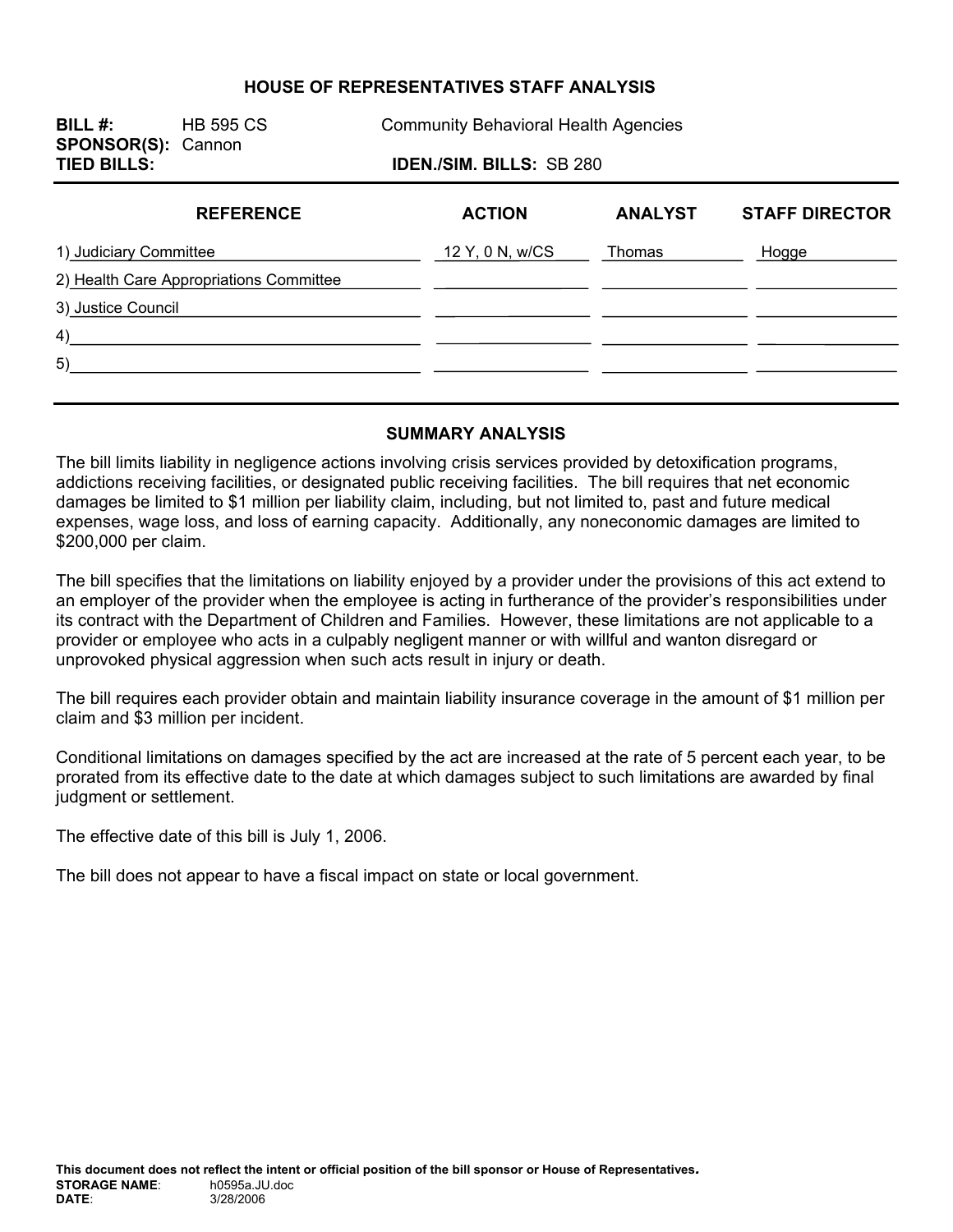# HOUSE OF REPRESENTATIVES STAFF ANALYSIS

**BILL #:** HB 595 CS — Community Behavioral Health Agencies
**SPONSOR(S):** Cannon
**TIED BILLS:** — **IDEN./SIM. BILLS:** SB 280

| REFERENCE | ACTION | ANALYST | STAFF DIRECTOR |
|---|---|---|---|
| 1) Judiciary Committee | 12 Y, 0 N, w/CS | Thomas | Hogge |
| 2) Health Care Appropriations Committee | | | |
| 3) Justice Council | | | |
| 4) | | | |
| 5) | | | |

## SUMMARY ANALYSIS

The bill limits liability in negligence actions involving crisis services provided by detoxification programs, addictions receiving facilities, or designated public receiving facilities. The bill requires that net economic damages be limited to $1 million per liability claim, including, but not limited to, past and future medical expenses, wage loss, and loss of earning capacity. Additionally, any noneconomic damages are limited to $200,000 per claim.

The bill specifies that the limitations on liability enjoyed by a provider under the provisions of this act extend to an employer of the provider when the employee is acting in furtherance of the provider's responsibilities under its contract with the Department of Children and Families. However, these limitations are not applicable to a provider or employee who acts in a culpably negligent manner or with willful and wanton disregard or unprovoked physical aggression when such acts result in injury or death.

The bill requires each provider obtain and maintain liability insurance coverage in the amount of $1 million per claim and $3 million per incident.

Conditional limitations on damages specified by the act are increased at the rate of 5 percent each year, to be prorated from its effective date to the date at which damages subject to such limitations are awarded by final judgment or settlement.

The effective date of this bill is July 1, 2006.

The bill does not appear to have a fiscal impact on state or local government.

**This document does not reflect the intent or official position of the bill sponsor or House of Representatives.**

**STORAGE NAME**: h0595a.JU.doc
**DATE**: 3/28/2006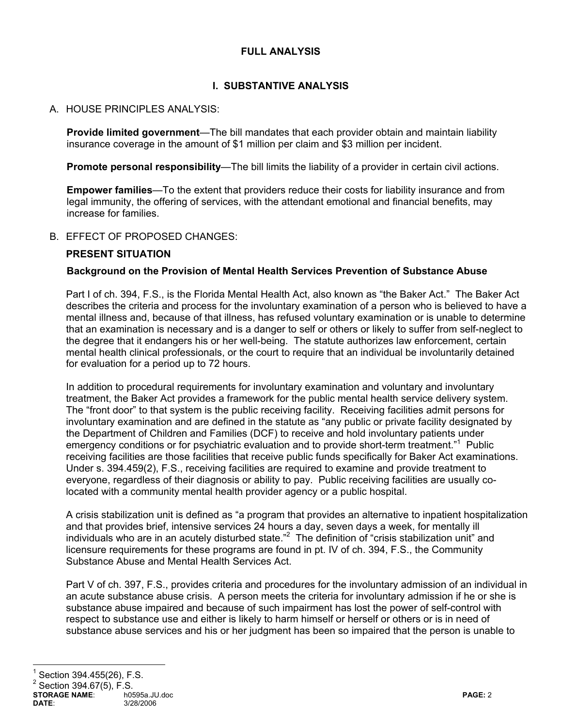## FULL ANALYSIS

### I. SUBSTANTIVE ANALYSIS

A. HOUSE PRINCIPLES ANALYSIS:

**Provide limited government**—The bill mandates that each provider obtain and maintain liability insurance coverage in the amount of $1 million per claim and $3 million per incident.

**Promote personal responsibility**—The bill limits the liability of a provider in certain civil actions.

**Empower families**—To the extent that providers reduce their costs for liability insurance and from legal immunity, the offering of services, with the attendant emotional and financial benefits, may increase for families.

B. EFFECT OF PROPOSED CHANGES:

**PRESENT SITUATION**

**Background on the Provision of Mental Health Services Prevention of Substance Abuse**

Part I of ch. 394, F.S., is the Florida Mental Health Act, also known as "the Baker Act." The Baker Act describes the criteria and process for the involuntary examination of a person who is believed to have a mental illness and, because of that illness, has refused voluntary examination or is unable to determine that an examination is necessary and is a danger to self or others or likely to suffer from self-neglect to the degree that it endangers his or her well-being. The statute authorizes law enforcement, certain mental health clinical professionals, or the court to require that an individual be involuntarily detained for evaluation for a period up to 72 hours.

In addition to procedural requirements for involuntary examination and voluntary and involuntary treatment, the Baker Act provides a framework for the public mental health service delivery system. The "front door" to that system is the public receiving facility. Receiving facilities admit persons for involuntary examination and are defined in the statute as "any public or private facility designated by the Department of Children and Families (DCF) to receive and hold involuntary patients under emergency conditions or for psychiatric evaluation and to provide short-term treatment."[1] Public receiving facilities are those facilities that receive public funds specifically for Baker Act examinations. Under s. 394.459(2), F.S., receiving facilities are required to examine and provide treatment to everyone, regardless of their diagnosis or ability to pay. Public receiving facilities are usually co-located with a community mental health provider agency or a public hospital.

A crisis stabilization unit is defined as "a program that provides an alternative to inpatient hospitalization and that provides brief, intensive services 24 hours a day, seven days a week, for mentally ill individuals who are in an acutely disturbed state."[2] The definition of "crisis stabilization unit" and licensure requirements for these programs are found in pt. IV of ch. 394, F.S., the Community Substance Abuse and Mental Health Services Act.

Part V of ch. 397, F.S., provides criteria and procedures for the involuntary admission of an individual in an acute substance abuse crisis. A person meets the criteria for involuntary admission if he or she is substance abuse impaired and because of such impairment has lost the power of self-control with respect to substance use and either is likely to harm himself or herself or others or is in need of substance abuse services and his or her judgment has been so impaired that the person is unable to

[1] Section 394.455(26), F.S.

[2] Section 394.67(5), F.S.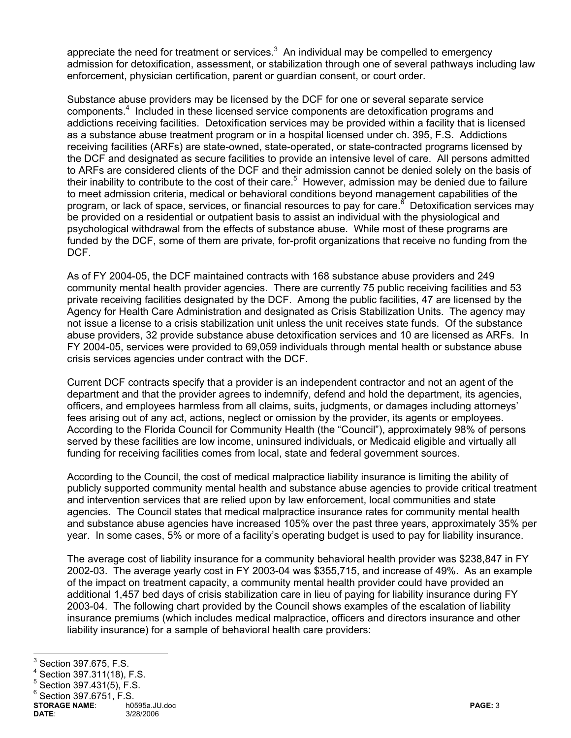appreciate the need for treatment or services.[3] An individual may be compelled to emergency admission for detoxification, assessment, or stabilization through one of several pathways including law enforcement, physician certification, parent or guardian consent, or court order.

Substance abuse providers may be licensed by the DCF for one or several separate service components.[4] Included in these licensed service components are detoxification programs and addictions receiving facilities. Detoxification services may be provided within a facility that is licensed as a substance abuse treatment program or in a hospital licensed under ch. 395, F.S. Addictions receiving facilities (ARFs) are state-owned, state-operated, or state-contracted programs licensed by the DCF and designated as secure facilities to provide an intensive level of care. All persons admitted to ARFs are considered clients of the DCF and their admission cannot be denied solely on the basis of their inability to contribute to the cost of their care.[5] However, admission may be denied due to failure to meet admission criteria, medical or behavioral conditions beyond management capabilities of the program, or lack of space, services, or financial resources to pay for care.[6] Detoxification services may be provided on a residential or outpatient basis to assist an individual with the physiological and psychological withdrawal from the effects of substance abuse. While most of these programs are funded by the DCF, some of them are private, for-profit organizations that receive no funding from the DCF.

As of FY 2004-05, the DCF maintained contracts with 168 substance abuse providers and 249 community mental health provider agencies. There are currently 75 public receiving facilities and 53 private receiving facilities designated by the DCF. Among the public facilities, 47 are licensed by the Agency for Health Care Administration and designated as Crisis Stabilization Units. The agency may not issue a license to a crisis stabilization unit unless the unit receives state funds. Of the substance abuse providers, 32 provide substance abuse detoxification services and 10 are licensed as ARFs. In FY 2004-05, services were provided to 69,059 individuals through mental health or substance abuse crisis services agencies under contract with the DCF.

Current DCF contracts specify that a provider is an independent contractor and not an agent of the department and that the provider agrees to indemnify, defend and hold the department, its agencies, officers, and employees harmless from all claims, suits, judgments, or damages including attorneys' fees arising out of any act, actions, neglect or omission by the provider, its agents or employees. According to the Florida Council for Community Health (the "Council"), approximately 98% of persons served by these facilities are low income, uninsured individuals, or Medicaid eligible and virtually all funding for receiving facilities comes from local, state and federal government sources.

According to the Council, the cost of medical malpractice liability insurance is limiting the ability of publicly supported community mental health and substance abuse agencies to provide critical treatment and intervention services that are relied upon by law enforcement, local communities and state agencies. The Council states that medical malpractice insurance rates for community mental health and substance abuse agencies have increased 105% over the past three years, approximately 35% per year. In some cases, 5% or more of a facility's operating budget is used to pay for liability insurance.

The average cost of liability insurance for a community behavioral health provider was $238,847 in FY 2002-03. The average yearly cost in FY 2003-04 was $355,715, and increase of 49%. As an example of the impact on treatment capacity, a community mental health provider could have provided an additional 1,457 bed days of crisis stabilization care in lieu of paying for liability insurance during FY 2003-04. The following chart provided by the Council shows examples of the escalation of liability insurance premiums (which includes medical malpractice, officers and directors insurance and other liability insurance) for a sample of behavioral health care providers:

---

[3] Section 397.675, F.S.

[4] Section 397.311(18), F.S.

[5] Section 397.431(5), F.S.

[6] Section 397.6751, F.S.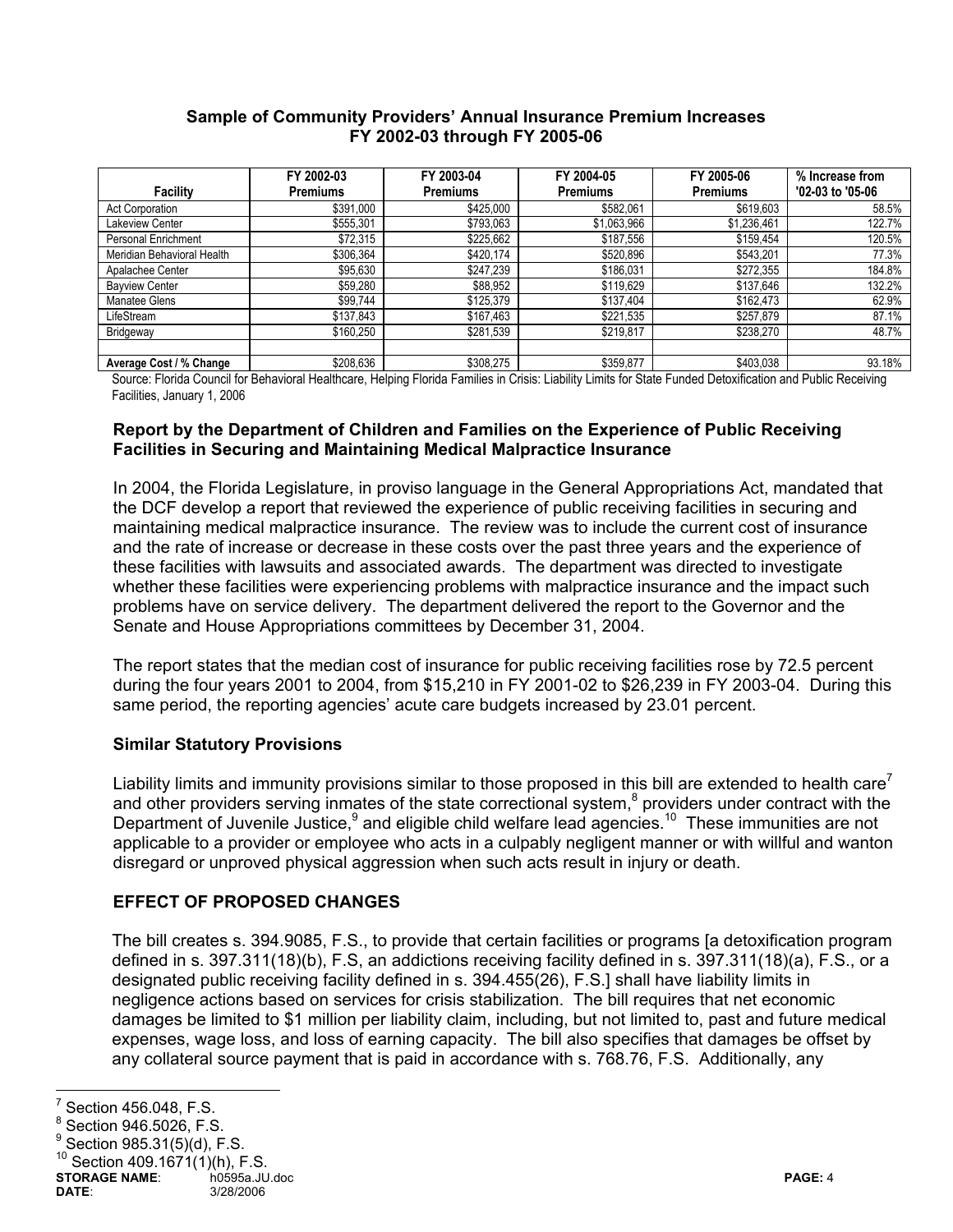**Sample of Community Providers' Annual Insurance Premium Increases FY 2002-03 through FY 2005-06**

| Facility | FY 2002-03 Premiums | FY 2003-04 Premiums | FY 2004-05 Premiums | FY 2005-06 Premiums | % Increase from '02-03 to '05-06 |
|---|---|---|---|---|---|
| Act Corporation | $391,000 | $425,000 | $582,061 | $619,603 | 58.5% |
| Lakeview Center | $555,301 | $793,063 | $1,063,966 | $1,236,461 | 122.7% |
| Personal Enrichment | $72,315 | $225,662 | $187,556 | $159,454 | 120.5% |
| Meridian Behavioral Health | $306,364 | $420,174 | $520,896 | $543,201 | 77.3% |
| Apalachee Center | $95,630 | $247,239 | $186,031 | $272,355 | 184.8% |
| Bayview Center | $59,280 | $88,952 | $119,629 | $137,646 | 132.2% |
| Manatee Glens | $99,744 | $125,379 | $137,404 | $162,473 | 62.9% |
| LifeStream | $137,843 | $167,463 | $221,535 | $257,879 | 87.1% |
| Bridgeway | $160,250 | $281,539 | $219,817 | $238,270 | 48.7% |
| | | | | | |
| **Average Cost / % Change** | $208,636 | $308,275 | $359,877 | $403,038 | 93.18% |

Source: Florida Council for Behavioral Healthcare, Helping Florida Families in Crisis: Liability Limits for State Funded Detoxification and Public Receiving Facilities, January 1, 2006

### Report by the Department of Children and Families on the Experience of Public Receiving Facilities in Securing and Maintaining Medical Malpractice Insurance

In 2004, the Florida Legislature, in proviso language in the General Appropriations Act, mandated that the DCF develop a report that reviewed the experience of public receiving facilities in securing and maintaining medical malpractice insurance. The review was to include the current cost of insurance and the rate of increase or decrease in these costs over the past three years and the experience of these facilities with lawsuits and associated awards. The department was directed to investigate whether these facilities were experiencing problems with malpractice insurance and the impact such problems have on service delivery. The department delivered the report to the Governor and the Senate and House Appropriations committees by December 31, 2004.

The report states that the median cost of insurance for public receiving facilities rose by 72.5 percent during the four years 2001 to 2004, from $15,210 in FY 2001-02 to $26,239 in FY 2003-04. During this same period, the reporting agencies' acute care budgets increased by 23.01 percent.

### Similar Statutory Provisions

Liability limits and immunity provisions similar to those proposed in this bill are extended to health care[7] and other providers serving inmates of the state correctional system,[8] providers under contract with the Department of Juvenile Justice,[9] and eligible child welfare lead agencies.[10] These immunities are not applicable to a provider or employee who acts in a culpably negligent manner or with willful and wanton disregard or unproved physical aggression when such acts result in injury or death.

## EFFECT OF PROPOSED CHANGES

The bill creates s. 394.9085, F.S., to provide that certain facilities or programs [a detoxification program defined in s. 397.311(18)(b), F.S, an addictions receiving facility defined in s. 397.311(18)(a), F.S., or a designated public receiving facility defined in s. 394.455(26), F.S.] shall have liability limits in negligence actions based on services for crisis stabilization. The bill requires that net economic damages be limited to $1 million per liability claim, including, but not limited to, past and future medical expenses, wage loss, and loss of earning capacity. The bill also specifies that damages be offset by any collateral source payment that is paid in accordance with s. 768.76, F.S. Additionally, any

---

[7] Section 456.048, F.S.
[8] Section 946.5026, F.S.
[9] Section 985.31(5)(d), F.S.
[10] Section 409.1671(1)(h), F.S.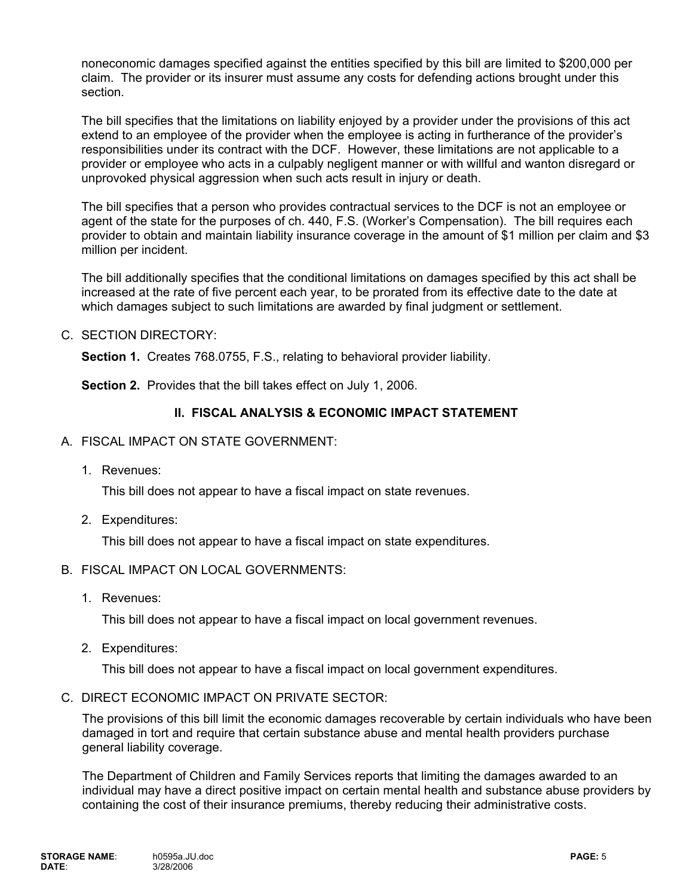noneconomic damages specified against the entities specified by this bill are limited to $200,000 per claim. The provider or its insurer must assume any costs for defending actions brought under this section.

The bill specifies that the limitations on liability enjoyed by a provider under the provisions of this act extend to an employee of the provider when the employee is acting in furtherance of the provider's responsibilities under its contract with the DCF. However, these limitations are not applicable to a provider or employee who acts in a culpably negligent manner or with willful and wanton disregard or unprovoked physical aggression when such acts result in injury or death.

The bill specifies that a person who provides contractual services to the DCF is not an employee or agent of the state for the purposes of ch. 440, F.S. (Worker's Compensation). The bill requires each provider to obtain and maintain liability insurance coverage in the amount of $1 million per claim and $3 million per incident.

The bill additionally specifies that the conditional limitations on damages specified by this act shall be increased at the rate of five percent each year, to be prorated from its effective date to the date at which damages subject to such limitations are awarded by final judgment or settlement.

C. SECTION DIRECTORY:

**Section 1.** Creates 768.0755, F.S., relating to behavioral provider liability.

**Section 2.** Provides that the bill takes effect on July 1, 2006.

## II. FISCAL ANALYSIS & ECONOMIC IMPACT STATEMENT

A. FISCAL IMPACT ON STATE GOVERNMENT:

1. Revenues:

   This bill does not appear to have a fiscal impact on state revenues.

2. Expenditures:

   This bill does not appear to have a fiscal impact on state expenditures.

B. FISCAL IMPACT ON LOCAL GOVERNMENTS:

1. Revenues:

   This bill does not appear to have a fiscal impact on local government revenues.

2. Expenditures:

   This bill does not appear to have a fiscal impact on local government expenditures.

C. DIRECT ECONOMIC IMPACT ON PRIVATE SECTOR:

The provisions of this bill limit the economic damages recoverable by certain individuals who have been damaged in tort and require that certain substance abuse and mental health providers purchase general liability coverage.

The Department of Children and Family Services reports that limiting the damages awarded to an individual may have a direct positive impact on certain mental health and substance abuse providers by containing the cost of their insurance premiums, thereby reducing their administrative costs.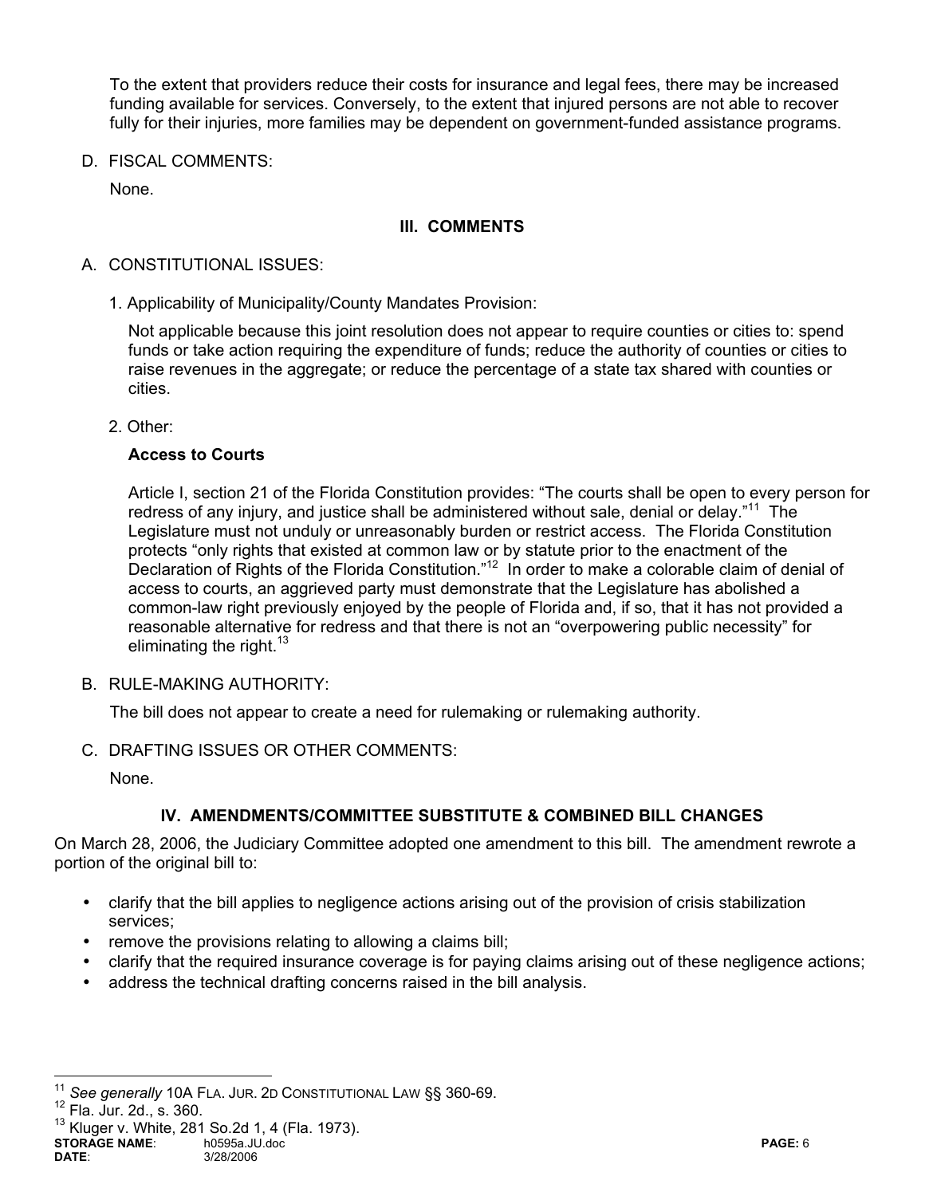To the extent that providers reduce their costs for insurance and legal fees, there may be increased funding available for services. Conversely, to the extent that injured persons are not able to recover fully for their injuries, more families may be dependent on government-funded assistance programs.

D. FISCAL COMMENTS:

None.

## III. COMMENTS

A. CONSTITUTIONAL ISSUES:

1. Applicability of Municipality/County Mandates Provision:

Not applicable because this joint resolution does not appear to require counties or cities to: spend funds or take action requiring the expenditure of funds; reduce the authority of counties or cities to raise revenues in the aggregate; or reduce the percentage of a state tax shared with counties or cities.

2. Other:

**Access to Courts**

Article I, section 21 of the Florida Constitution provides: "The courts shall be open to every person for redress of any injury, and justice shall be administered without sale, denial or delay."[11] The Legislature must not unduly or unreasonably burden or restrict access. The Florida Constitution protects "only rights that existed at common law or by statute prior to the enactment of the Declaration of Rights of the Florida Constitution."[12] In order to make a colorable claim of denial of access to courts, an aggrieved party must demonstrate that the Legislature has abolished a common-law right previously enjoyed by the people of Florida and, if so, that it has not provided a reasonable alternative for redress and that there is not an "overpowering public necessity" for eliminating the right.[13]

B. RULE-MAKING AUTHORITY:

The bill does not appear to create a need for rulemaking or rulemaking authority.

C. DRAFTING ISSUES OR OTHER COMMENTS:

None.

## IV. AMENDMENTS/COMMITTEE SUBSTITUTE & COMBINED BILL CHANGES

On March 28, 2006, the Judiciary Committee adopted one amendment to this bill. The amendment rewrote a portion of the original bill to:

- clarify that the bill applies to negligence actions arising out of the provision of crisis stabilization services;
- remove the provisions relating to allowing a claims bill;
- clarify that the required insurance coverage is for paying claims arising out of these negligence actions;
- address the technical drafting concerns raised in the bill analysis.

---

[11] *See generally* 10A FLA. JUR. 2D CONSTITUTIONAL LAW §§ 360-69.

[12] Fla. Jur. 2d., s. 360.

[13] Kluger v. White, 281 So.2d 1, 4 (Fla. 1973).